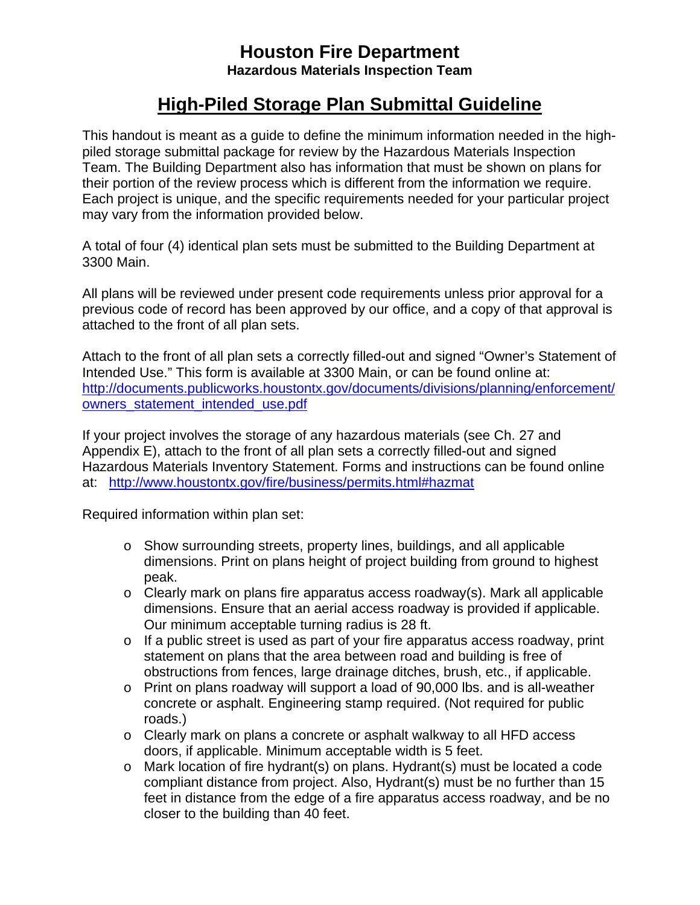# Houston Fire Department

### Hazardous Materials Inspection Team

## High-Piled Storage Plan Submittal Guideline

This handout is meant as a guide to define the minimum information needed in the high-piled storage submittal package for review by the Hazardous Materials Inspection Team. The Building Department also has information that must be shown on plans for their portion of the review process which is different from the information we require. Each project is unique, and the specific requirements needed for your particular project may vary from the information provided below.

A total of four (4) identical plan sets must be submitted to the Building Department at 3300 Main.

All plans will be reviewed under present code requirements unless prior approval for a previous code of record has been approved by our office, and a copy of that approval is attached to the front of all plan sets.

Attach to the front of all plan sets a correctly filled-out and signed "Owner's Statement of Intended Use." This form is available at 3300 Main, or can be found online at: http://documents.publicworks.houstontx.gov/documents/divisions/planning/enforcement/owners_statement_intended_use.pdf

If your project involves the storage of any hazardous materials (see Ch. 27 and Appendix E), attach to the front of all plan sets a correctly filled-out and signed Hazardous Materials Inventory Statement. Forms and instructions can be found online at: http://www.houstontx.gov/fire/business/permits.html#hazmat

Required information within plan set:

- Show surrounding streets, property lines, buildings, and all applicable dimensions. Print on plans height of project building from ground to highest peak.
- Clearly mark on plans fire apparatus access roadway(s). Mark all applicable dimensions. Ensure that an aerial access roadway is provided if applicable. Our minimum acceptable turning radius is 28 ft.
- If a public street is used as part of your fire apparatus access roadway, print statement on plans that the area between road and building is free of obstructions from fences, large drainage ditches, brush, etc., if applicable.
- Print on plans roadway will support a load of 90,000 lbs. and is all-weather concrete or asphalt. Engineering stamp required. (Not required for public roads.)
- Clearly mark on plans a concrete or asphalt walkway to all HFD access doors, if applicable. Minimum acceptable width is 5 feet.
- Mark location of fire hydrant(s) on plans. Hydrant(s) must be located a code compliant distance from project. Also, Hydrant(s) must be no further than 15 feet in distance from the edge of a fire apparatus access roadway, and be no closer to the building than 40 feet.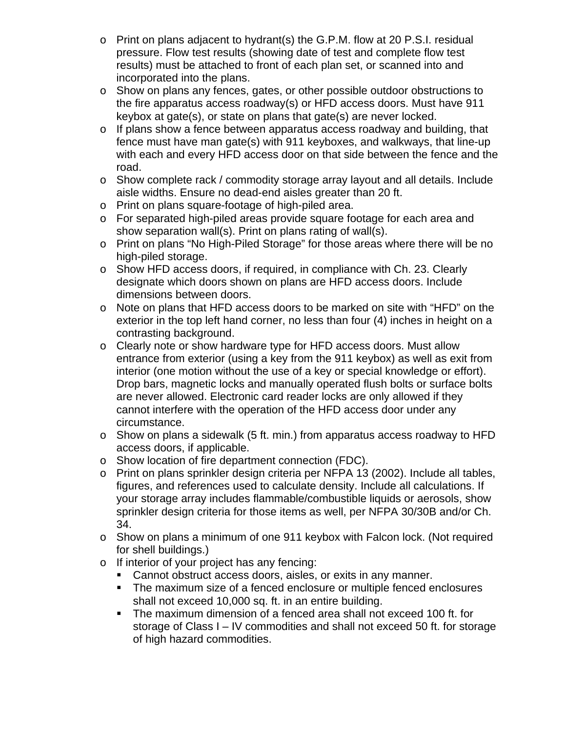- Print on plans adjacent to hydrant(s) the G.P.M. flow at 20 P.S.I. residual pressure. Flow test results (showing date of test and complete flow test results) must be attached to front of each plan set, or scanned into and incorporated into the plans.
- Show on plans any fences, gates, or other possible outdoor obstructions to the fire apparatus access roadway(s) or HFD access doors. Must have 911 keybox at gate(s), or state on plans that gate(s) are never locked.
- If plans show a fence between apparatus access roadway and building, that fence must have man gate(s) with 911 keyboxes, and walkways, that line-up with each and every HFD access door on that side between the fence and the road.
- Show complete rack / commodity storage array layout and all details. Include aisle widths. Ensure no dead-end aisles greater than 20 ft.
- Print on plans square-footage of high-piled area.
- For separated high-piled areas provide square footage for each area and show separation wall(s). Print on plans rating of wall(s).
- Print on plans "No High-Piled Storage" for those areas where there will be no high-piled storage.
- Show HFD access doors, if required, in compliance with Ch. 23. Clearly designate which doors shown on plans are HFD access doors. Include dimensions between doors.
- Note on plans that HFD access doors to be marked on site with "HFD" on the exterior in the top left hand corner, no less than four (4) inches in height on a contrasting background.
- Clearly note or show hardware type for HFD access doors. Must allow entrance from exterior (using a key from the 911 keybox) as well as exit from interior (one motion without the use of a key or special knowledge or effort). Drop bars, magnetic locks and manually operated flush bolts or surface bolts are never allowed. Electronic card reader locks are only allowed if they cannot interfere with the operation of the HFD access door under any circumstance.
- Show on plans a sidewalk (5 ft. min.) from apparatus access roadway to HFD access doors, if applicable.
- Show location of fire department connection (FDC).
- Print on plans sprinkler design criteria per NFPA 13 (2002). Include all tables, figures, and references used to calculate density. Include all calculations. If your storage array includes flammable/combustible liquids or aerosols, show sprinkler design criteria for those items as well, per NFPA 30/30B and/or Ch. 34.
- Show on plans a minimum of one 911 keybox with Falcon lock. (Not required for shell buildings.)
- If interior of your project has any fencing:
  - Cannot obstruct access doors, aisles, or exits in any manner.
  - The maximum size of a fenced enclosure or multiple fenced enclosures shall not exceed 10,000 sq. ft. in an entire building.
  - The maximum dimension of a fenced area shall not exceed 100 ft. for storage of Class I – IV commodities and shall not exceed 50 ft. for storage of high hazard commodities.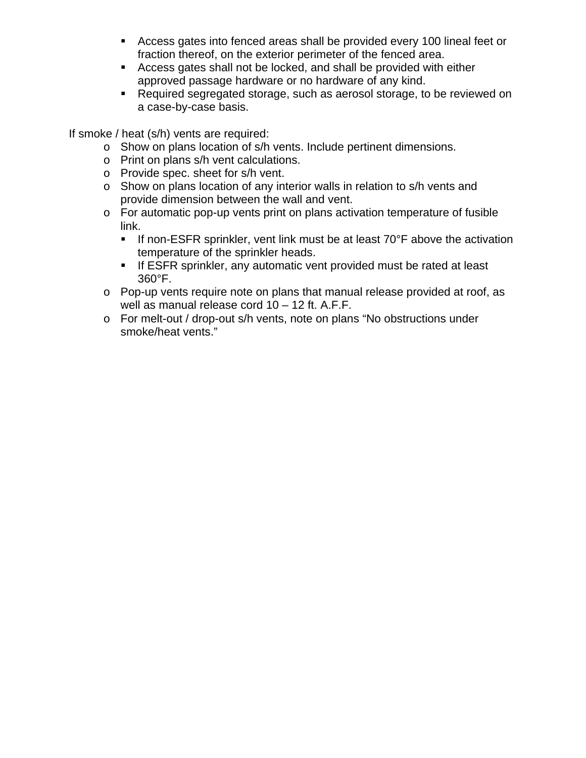- Access gates into fenced areas shall be provided every 100 lineal feet or fraction thereof, on the exterior perimeter of the fenced area.
    - Access gates shall not be locked, and shall be provided with either approved passage hardware or no hardware of any kind.
    - Required segregated storage, such as aerosol storage, to be reviewed on a case-by-case basis.

If smoke / heat (s/h) vents are required:

- Show on plans location of s/h vents. Include pertinent dimensions.
- Print on plans s/h vent calculations.
- Provide spec. sheet for s/h vent.
- Show on plans location of any interior walls in relation to s/h vents and provide dimension between the wall and vent.
- For automatic pop-up vents print on plans activation temperature of fusible link.
    - If non-ESFR sprinkler, vent link must be at least 70°F above the activation temperature of the sprinkler heads.
    - If ESFR sprinkler, any automatic vent provided must be rated at least 360°F.
- Pop-up vents require note on plans that manual release provided at roof, as well as manual release cord 10 – 12 ft. A.F.F.
- For melt-out / drop-out s/h vents, note on plans "No obstructions under smoke/heat vents."